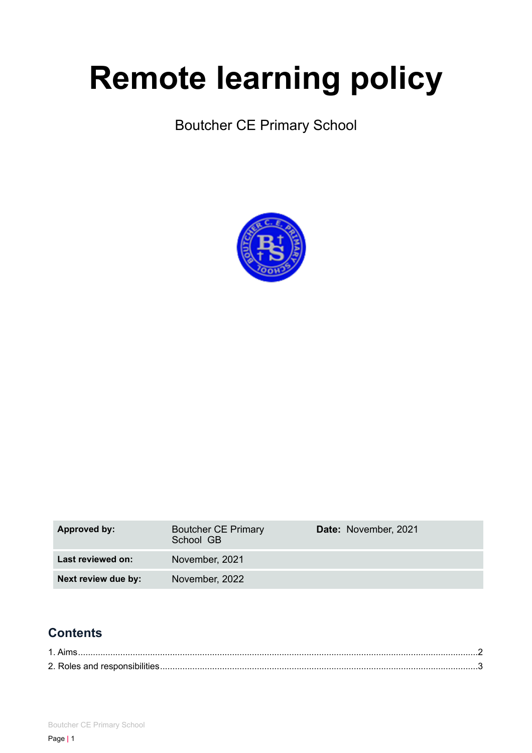# Remote learning policy

Boutcher CE Primary School

| Approved by: | Boutcher CE Primary School GB | Date: November, 2021 |
|---|---|---|
| Last reviewed on: | November, 2021 | |
| Next review due by: | November, 2022 | |

## Contents

1. Aims.....2
2. Roles and responsibilities.....3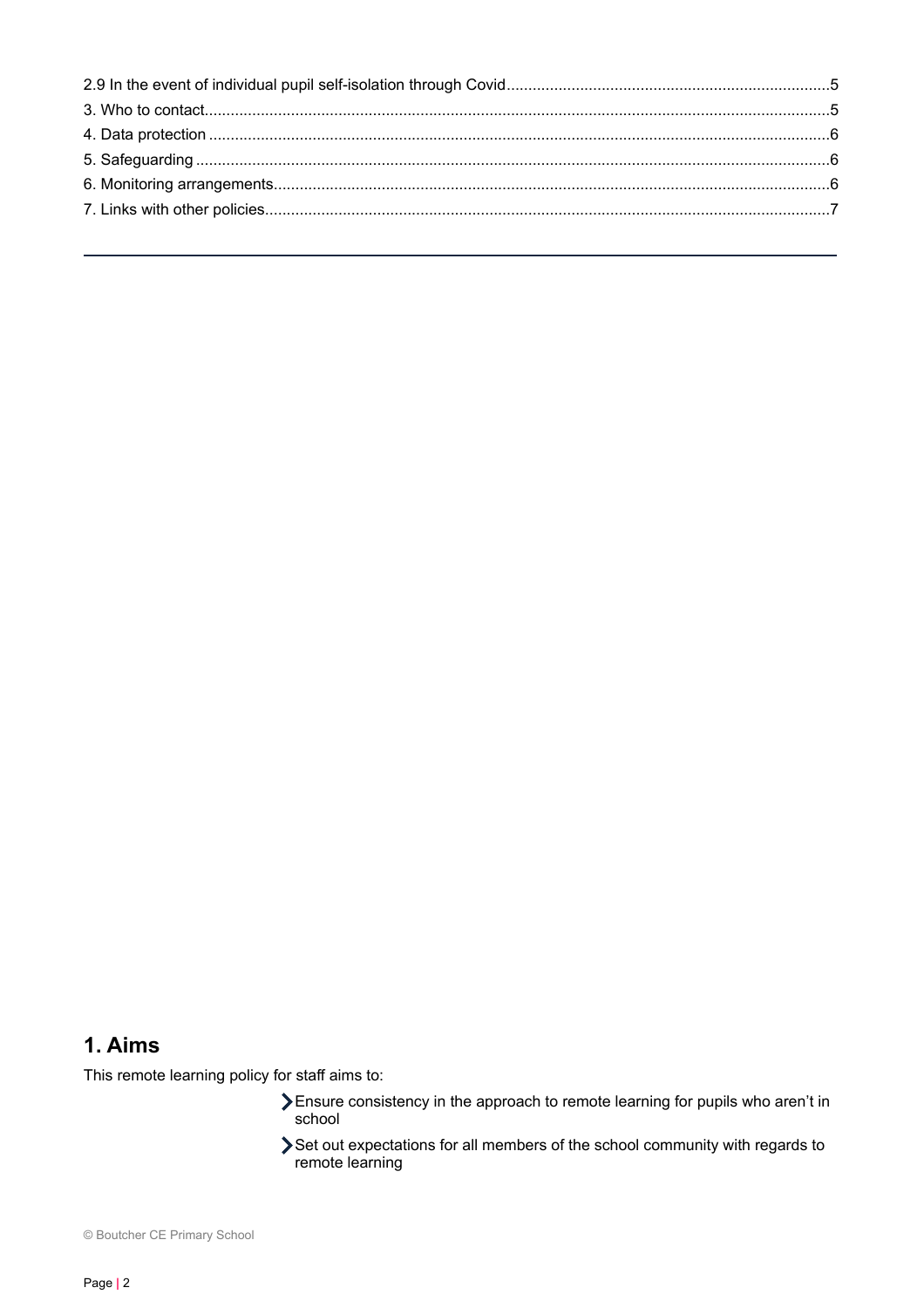2.9 In the event of individual pupil self-isolation through Covid.........5
3. Who to contact.........5
4. Data protection.........6
5. Safeguarding.........6
6. Monitoring arrangements.........6
7. Links with other policies.........7

---

## 1. Aims

This remote learning policy for staff aims to:

- Ensure consistency in the approach to remote learning for pupils who aren't in school
- Set out expectations for all members of the school community with regards to remote learning

© Boutcher CE Primary School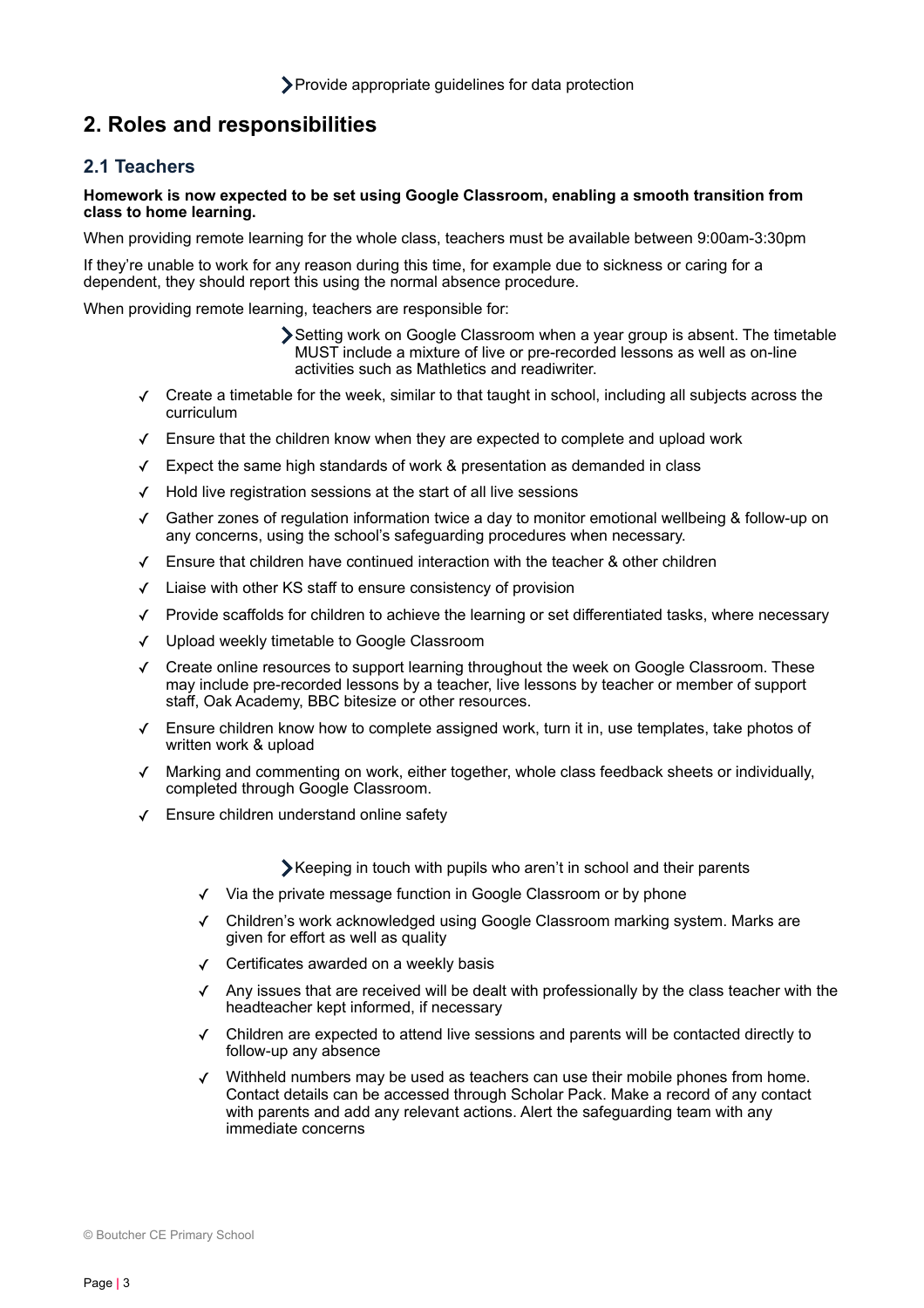- Provide appropriate guidelines for data protection

## 2. Roles and responsibilities

### 2.1 Teachers

**Homework is now expected to be set using Google Classroom, enabling a smooth transition from class to home learning.**

When providing remote learning for the whole class, teachers must be available between 9:00am-3:30pm

If they're unable to work for any reason during this time, for example due to sickness or caring for a dependent, they should report this using the normal absence procedure.

When providing remote learning, teachers are responsible for:

- Setting work on Google Classroom when a year group is absent. The timetable MUST include a mixture of live or pre-recorded lessons as well as on-line activities such as Mathletics and readiwriter.

  - ✓ Create a timetable for the week, similar to that taught in school, including all subjects across the curriculum
  - ✓ Ensure that the children know when they are expected to complete and upload work
  - ✓ Expect the same high standards of work & presentation as demanded in class
  - ✓ Hold live registration sessions at the start of all live sessions
  - ✓ Gather zones of regulation information twice a day to monitor emotional wellbeing & follow-up on any concerns, using the school's safeguarding procedures when necessary.
  - ✓ Ensure that children have continued interaction with the teacher & other children
  - ✓ Liaise with other KS staff to ensure consistency of provision
  - ✓ Provide scaffolds for children to achieve the learning or set differentiated tasks, where necessary
  - ✓ Upload weekly timetable to Google Classroom
  - ✓ Create online resources to support learning throughout the week on Google Classroom. These may include pre-recorded lessons by a teacher, live lessons by teacher or member of support staff, Oak Academy, BBC bitesize or other resources.
  - ✓ Ensure children know how to complete assigned work, turn it in, use templates, take photos of written work & upload
  - ✓ Marking and commenting on work, either together, whole class feedback sheets or individually, completed through Google Classroom.
  - ✓ Ensure children understand online safety

- Keeping in touch with pupils who aren't in school and their parents

  - ✓ Via the private message function in Google Classroom or by phone
  - ✓ Children's work acknowledged using Google Classroom marking system. Marks are given for effort as well as quality
  - ✓ Certificates awarded on a weekly basis
  - ✓ Any issues that are received will be dealt with professionally by the class teacher with the headteacher kept informed, if necessary
  - ✓ Children are expected to attend live sessions and parents will be contacted directly to follow-up any absence
  - ✓ Withheld numbers may be used as teachers can use their mobile phones from home. Contact details can be accessed through Scholar Pack. Make a record of any contact with parents and add any relevant actions. Alert the safeguarding team with any immediate concerns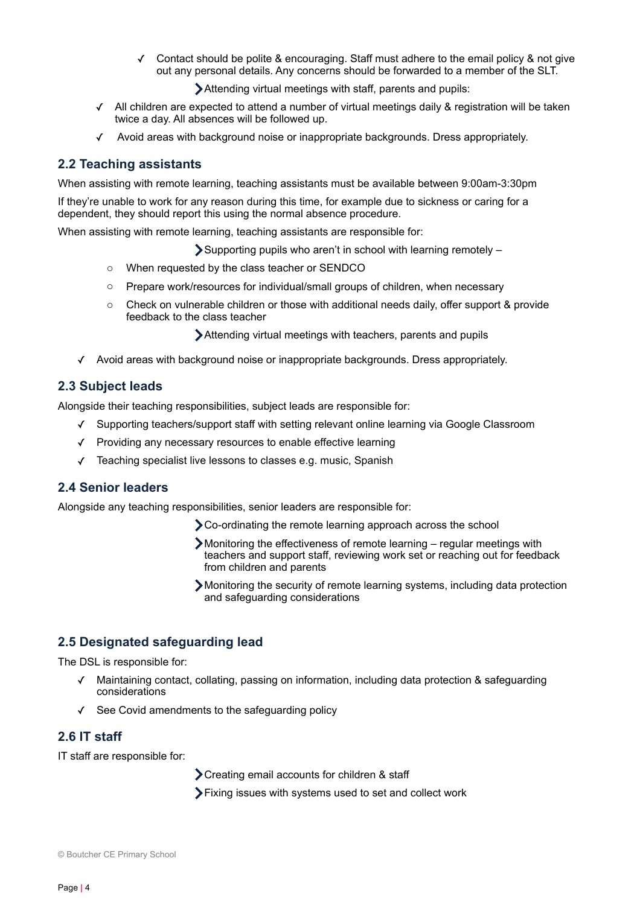- ✓ Contact should be polite & encouraging. Staff must adhere to the email policy & not give out any personal details. Any concerns should be forwarded to a member of the SLT.

- Attending virtual meetings with staff, parents and pupils:

- ✓ All children are expected to attend a number of virtual meetings daily & registration will be taken twice a day. All absences will be followed up.
- ✓ Avoid areas with background noise or inappropriate backgrounds. Dress appropriately.

## 2.2 Teaching assistants

When assisting with remote learning, teaching assistants must be available between 9:00am-3:30pm

If they're unable to work for any reason during this time, for example due to sickness or caring for a dependent, they should report this using the normal absence procedure.

When assisting with remote learning, teaching assistants are responsible for:

- Supporting pupils who aren't in school with learning remotely –
  - When requested by the class teacher or SENDCO
  - Prepare work/resources for individual/small groups of children, when necessary
  - Check on vulnerable children or those with additional needs daily, offer support & provide feedback to the class teacher
- Attending virtual meetings with teachers, parents and pupils

- ✓ Avoid areas with background noise or inappropriate backgrounds. Dress appropriately.

## 2.3 Subject leads

Alongside their teaching responsibilities, subject leads are responsible for:

- ✓ Supporting teachers/support staff with setting relevant online learning via Google Classroom
- ✓ Providing any necessary resources to enable effective learning
- ✓ Teaching specialist live lessons to classes e.g. music, Spanish

## 2.4 Senior leaders

Alongside any teaching responsibilities, senior leaders are responsible for:

- Co-ordinating the remote learning approach across the school
- Monitoring the effectiveness of remote learning – regular meetings with teachers and support staff, reviewing work set or reaching out for feedback from children and parents
- Monitoring the security of remote learning systems, including data protection and safeguarding considerations

## 2.5 Designated safeguarding lead

The DSL is responsible for:

- ✓ Maintaining contact, collating, passing on information, including data protection & safeguarding considerations
- ✓ See Covid amendments to the safeguarding policy

## 2.6 IT staff

IT staff are responsible for:

- Creating email accounts for children & staff
- Fixing issues with systems used to set and collect work

© Boutcher CE Primary School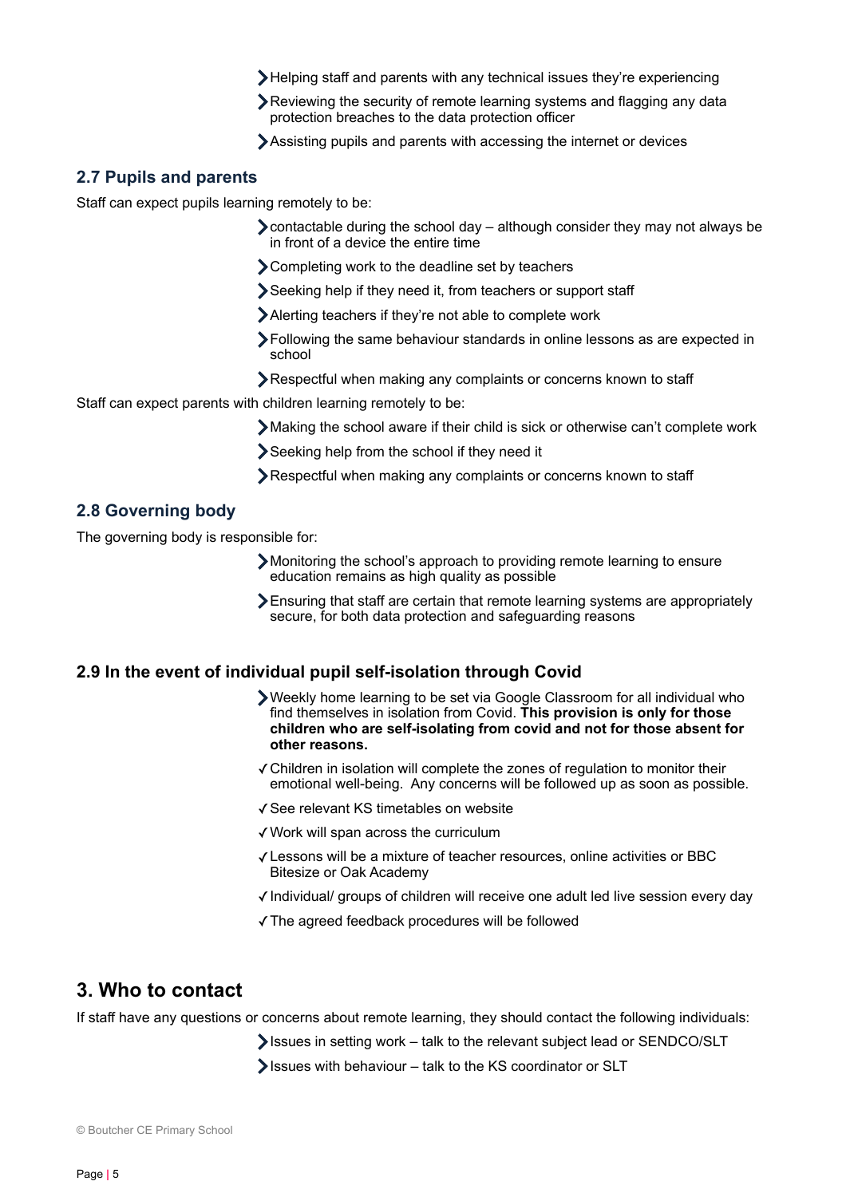- Helping staff and parents with any technical issues they're experiencing
- Reviewing the security of remote learning systems and flagging any data protection breaches to the data protection officer
- Assisting pupils and parents with accessing the internet or devices

### 2.7 Pupils and parents

Staff can expect pupils learning remotely to be:

- contactable during the school day – although consider they may not always be in front of a device the entire time
- Completing work to the deadline set by teachers
- Seeking help if they need it, from teachers or support staff
- Alerting teachers if they're not able to complete work
- Following the same behaviour standards in online lessons as are expected in school
- Respectful when making any complaints or concerns known to staff

Staff can expect parents with children learning remotely to be:

- Making the school aware if their child is sick or otherwise can't complete work
- Seeking help from the school if they need it
- Respectful when making any complaints or concerns known to staff

### 2.8 Governing body

The governing body is responsible for:

- Monitoring the school's approach to providing remote learning to ensure education remains as high quality as possible
- Ensuring that staff are certain that remote learning systems are appropriately secure, for both data protection and safeguarding reasons

### 2.9 In the event of individual pupil self-isolation through Covid

- Weekly home learning to be set via Google Classroom for all individual who find themselves in isolation from Covid. **This provision is only for those children who are self-isolating from covid and not for those absent for other reasons.**
  - ✓ Children in isolation will complete the zones of regulation to monitor their emotional well-being. Any concerns will be followed up as soon as possible.
  - ✓ See relevant KS timetables on website
  - ✓ Work will span across the curriculum
  - ✓ Lessons will be a mixture of teacher resources, online activities or BBC Bitesize or Oak Academy
  - ✓ Individual/ groups of children will receive one adult led live session every day
  - ✓ The agreed feedback procedures will be followed

## 3. Who to contact

If staff have any questions or concerns about remote learning, they should contact the following individuals:

- Issues in setting work – talk to the relevant subject lead or SENDCO/SLT
- Issues with behaviour – talk to the KS coordinator or SLT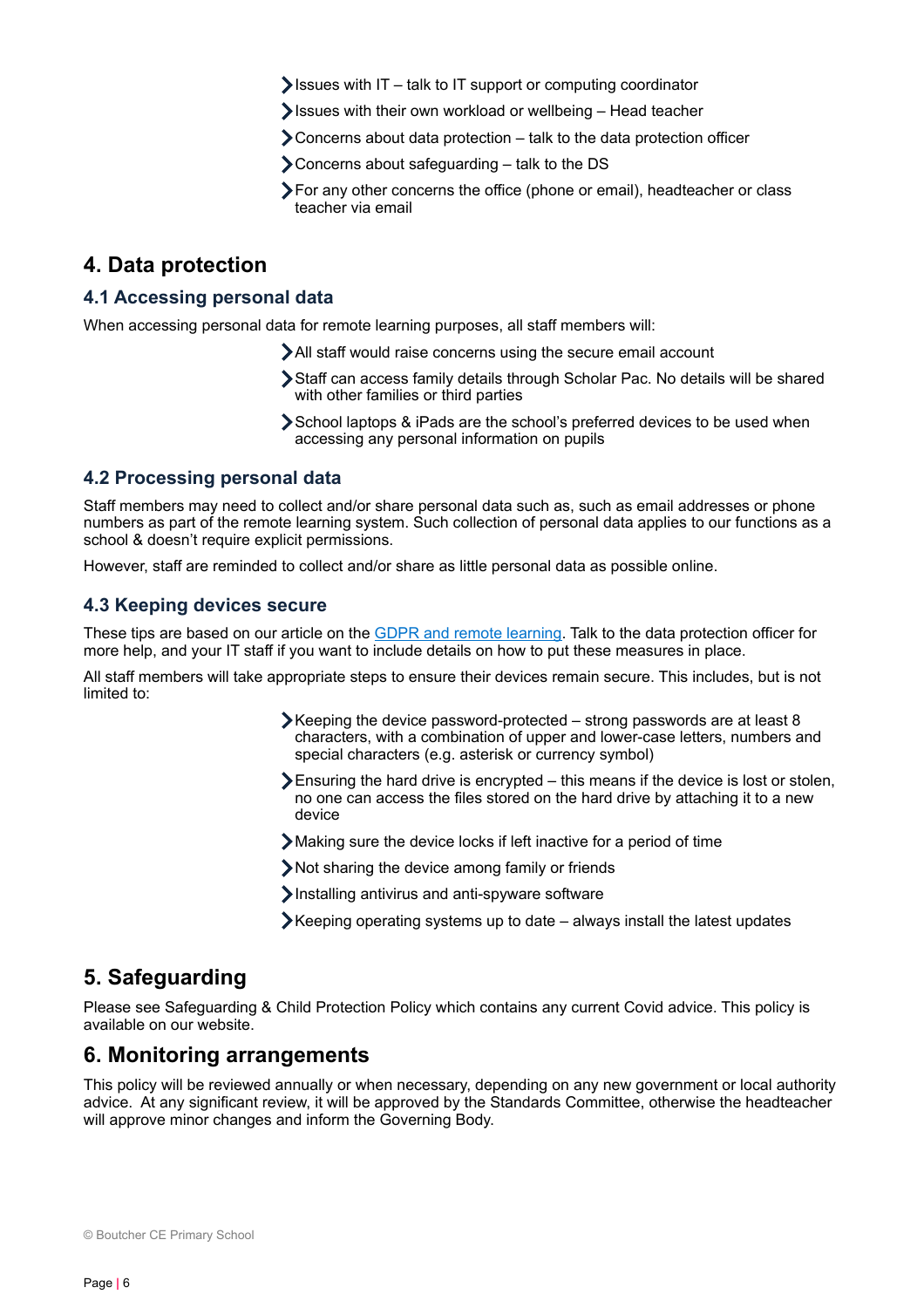- Issues with IT – talk to IT support or computing coordinator
- Issues with their own workload or wellbeing – Head teacher
- Concerns about data protection – talk to the data protection officer
- Concerns about safeguarding – talk to the DS
- For any other concerns the office (phone or email), headteacher or class teacher via email

# 4. Data protection

## 4.1 Accessing personal data

When accessing personal data for remote learning purposes, all staff members will:

- All staff would raise concerns using the secure email account
- Staff can access family details through Scholar Pac. No details will be shared with other families or third parties
- School laptops & iPads are the school's preferred devices to be used when accessing any personal information on pupils

## 4.2 Processing personal data

Staff members may need to collect and/or share personal data such as, such as email addresses or phone numbers as part of the remote learning system. Such collection of personal data applies to our functions as a school & doesn't require explicit permissions.

However, staff are reminded to collect and/or share as little personal data as possible online.

## 4.3 Keeping devices secure

These tips are based on our article on the [GDPR and remote learning](). Talk to the data protection officer for more help, and your IT staff if you want to include details on how to put these measures in place.

All staff members will take appropriate steps to ensure their devices remain secure. This includes, but is not limited to:

- Keeping the device password-protected – strong passwords are at least 8 characters, with a combination of upper and lower-case letters, numbers and special characters (e.g. asterisk or currency symbol)
- Ensuring the hard drive is encrypted – this means if the device is lost or stolen, no one can access the files stored on the hard drive by attaching it to a new device
- Making sure the device locks if left inactive for a period of time
- Not sharing the device among family or friends
- Installing antivirus and anti-spyware software
- Keeping operating systems up to date – always install the latest updates

# 5. Safeguarding

Please see Safeguarding & Child Protection Policy which contains any current Covid advice. This policy is available on our website.

# 6. Monitoring arrangements

This policy will be reviewed annually or when necessary, depending on any new government or local authority advice. At any significant review, it will be approved by the Standards Committee, otherwise the headteacher will approve minor changes and inform the Governing Body.

© Boutcher CE Primary School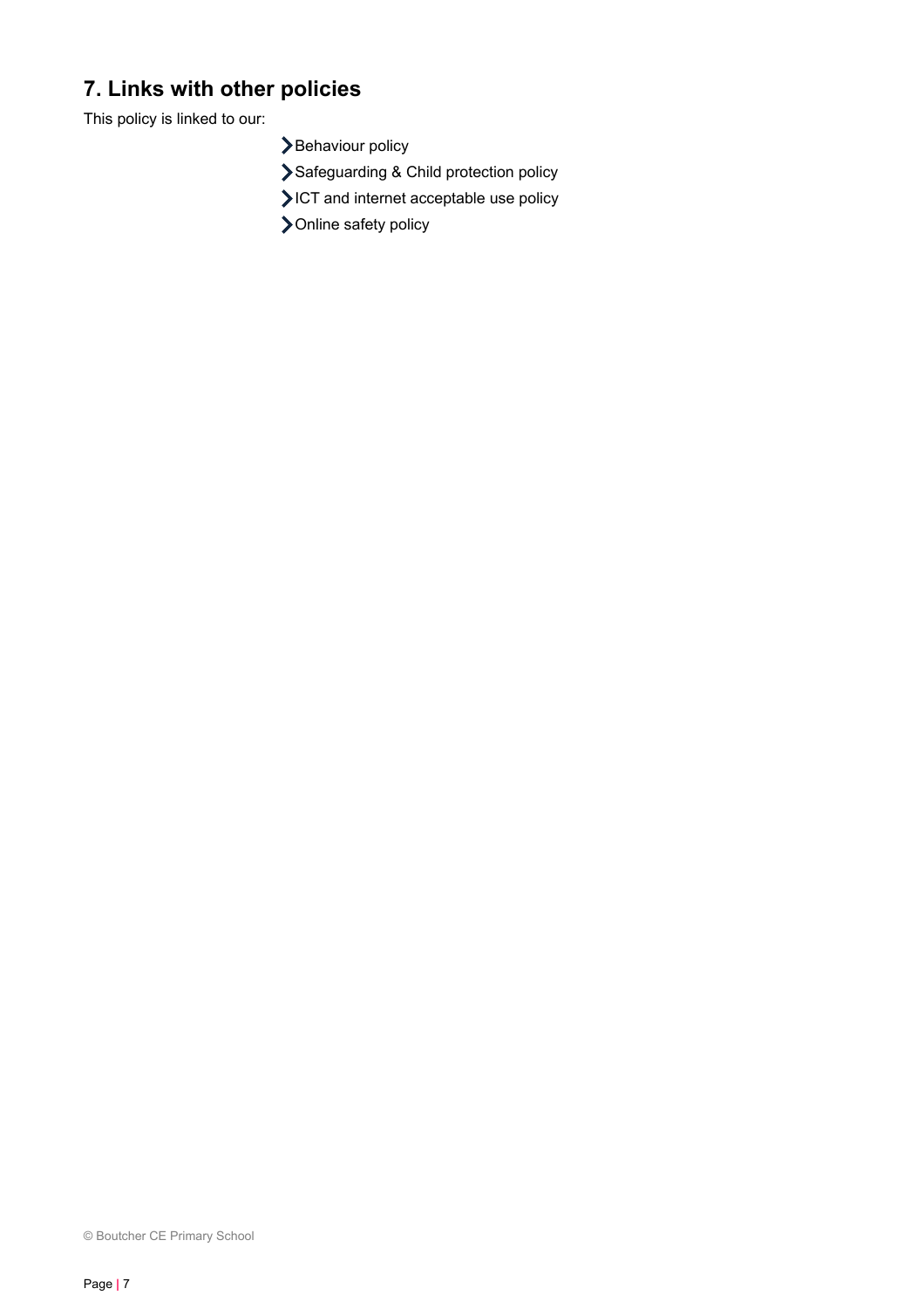## 7. Links with other policies

This policy is linked to our:

- Behaviour policy
- Safeguarding & Child protection policy
- ICT and internet acceptable use policy
- Online safety policy